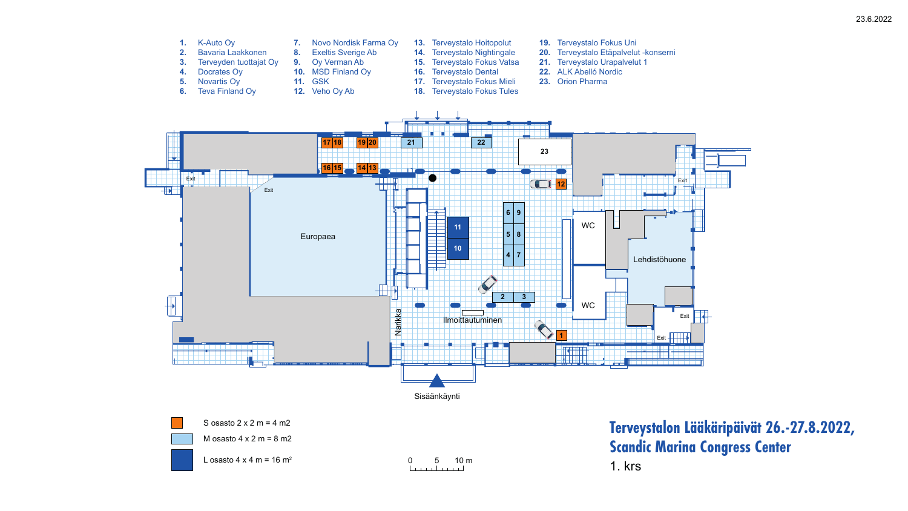23.6.2022

1. K-Auto Oy
2. Bavaria Laakkonen
3. Terveyden tuottajat Oy
4. Docrates Oy
5. Novartis Oy
6. Teva Finland Oy
7. Novo Nordisk Farma Oy
8. Exeltis Sverige Ab
9. Oy Verman Ab
10. MSD Finland Oy
11. GSK
12. Veho Oy Ab
13. Terveystalo Hoitopolut
14. Terveystalo Nightingale
15. Terveystalo Fokus Vatsa
16. Terveystalo Dental
17. Terveystalo Fokus Mieli
18. Terveystalo Fokus Tules
19. Terveystalo Fokus Uni
20. Terveystalo Etäpalvelut -konserni
21. Terveystalo Urapalvelut 1
22. ALK Abelló Nordic
23. Orion Pharma

Europaea

Narikka

Ilmoittautuminen

WC

WC

Lehdistöhuone

Exit

Sisäänkäynti

- S osasto 2 x 2 m = 4 m2
- M osasto 4 x 2 m = 8 m2
- L osasto 4 x 4 m = 16 $m^2$

0 5 10 m

**Terveystalon Lääkäripäivät 26.-27.8.2022,**
**Scandic Marina Congress Center**

1. krs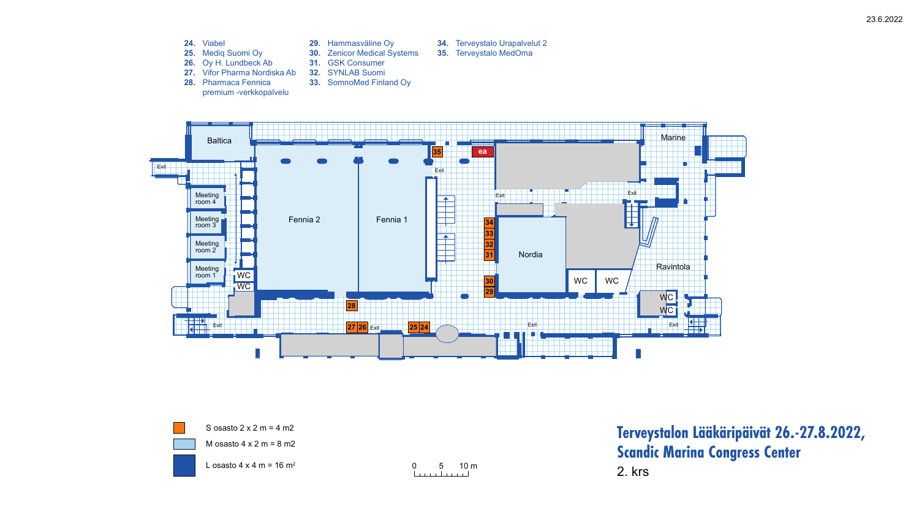23.6.2022

24. Viabel
25. Mediq Suomi Oy
26. Oy H. Lundbeck Ab
27. Vifor Pharma Nordiska Ab
28. Pharmaca Fennica premium -verkkopalvelu
29. Hammasväline Oy
30. Zenicor Medical Systems
31. GSK Consumer
32. SYNLAB Suomi
33. SomnoMed Finland Oy
34. Terveystalo Urapalvelut 2
35. Terveystalo MedOma

Baltica

Exit

Meeting room 4

Meeting room 3

Meeting room 2

Meeting room 1

WC

WC

Fennia 2

Fennia 1

35

ea

Exit

Exit

Marine

Exit

34

33

32

31

Nordia

Ravintola

30

29

WC

WC

WC

WC

28

27 26

Exit

25 24

Exit

Exit

Exit

S osasto 2 x 2 m = 4 m2

M osasto 4 x 2 m = 8 m2

L osasto 4 x 4 m = 16 m²

0 5 10 m

## Terveystalon Lääkäripäivät 26.-27.8.2022, Scandic Marina Congress Center

2. krs